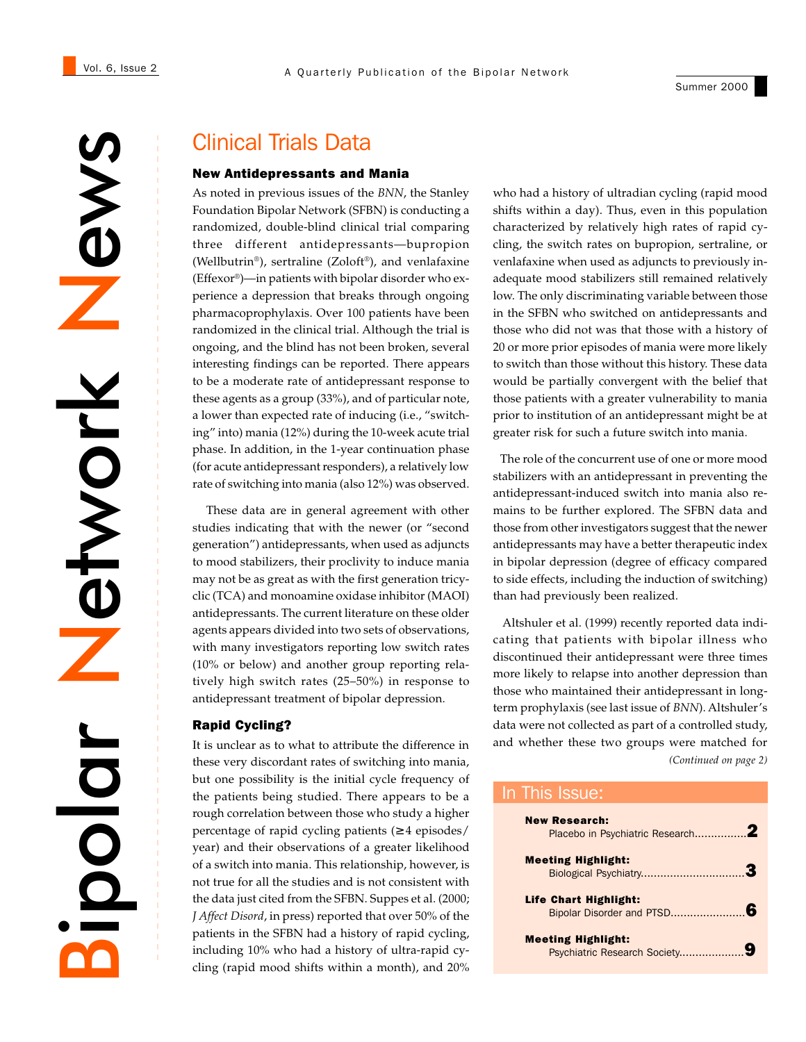# Bipolar Network News

A Quarterly Publication of the Bipolar Network

Summer 2000

## Clinical Trials Data

### New Antidepressants and Mania

As noted in previous issues of the *BNN*, the Stanley Foundation Bipolar Network (SFBN) is conducting a randomized, double-blind clinical trial comparing three different antidepressants—bupropion (Wellbutrin®), sertraline (Zoloft®), and venlafaxine (Effexor®)—in patients with bipolar disorder who experience a depression that breaks through ongoing pharmacoprophylaxis. Over 100 patients have been randomized in the clinical trial. Although the trial is ongoing, and the blind has not been broken, several interesting findings can be reported. There appears to be a moderate rate of antidepressant response to these agents as a group (33%), and of particular note, a lower than expected rate of inducing (i.e., "switching" into) mania (12%) during the 10-week acute trial phase. In addition, in the 1-year continuation phase (for acute antidepressant responders), a relatively low rate of switching into mania (also 12%) was observed.

These data are in general agreement with other studies indicating that with the newer (or "second generation") antidepressants, when used as adjuncts to mood stabilizers, their proclivity to induce mania may not be as great as with the first generation tricyclic (TCA) and monoamine oxidase inhibitor (MAOI) antidepressants. The current literature on these older agents appears divided into two sets of observations, with many investigators reporting low switch rates (10% or below) and another group reporting relatively high switch rates (25–50%) in response to antidepressant treatment of bipolar depression.

### Rapid Cycling?

It is unclear as to what to attribute the difference in these very discordant rates of switching into mania, but one possibility is the initial cycle frequency of the patients being studied. There appears to be a rough correlation between those who study a higher percentage of rapid cycling patients (≥4 episodes/year) and their observations of a greater likelihood of a switch into mania. This relationship, however, is not true for all the studies and is not consistent with the data just cited from the SFBN. Suppes et al. (2000; *J Affect Disord*, in press) reported that over 50% of the patients in the SFBN had a history of rapid cycling, including 10% who had a history of ultra-rapid cycling (rapid mood shifts within a month), and 20% who had a history of ultradian cycling (rapid mood shifts within a day). Thus, even in this population characterized by relatively high rates of rapid cycling, the switch rates on bupropion, sertraline, or venlafaxine when used as adjuncts to previously inadequate mood stabilizers still remained relatively low. The only discriminating variable between those in the SFBN who switched on antidepressants and those who did not was that those with a history of 20 or more prior episodes of mania were more likely to switch than those without this history. These data would be partially convergent with the belief that those patients with a greater vulnerability to mania prior to institution of an antidepressant might be at greater risk for such a future switch into mania.

The role of the concurrent use of one or more mood stabilizers with an antidepressant in preventing the antidepressant-induced switch into mania also remains to be further explored. The SFBN data and those from other investigators suggest that the newer antidepressants may have a better therapeutic index in bipolar depression (degree of efficacy compared to side effects, including the induction of switching) than had previously been realized.

Altshuler et al. (1999) recently reported data indicating that patients with bipolar illness who discontinued their antidepressant were three times more likely to relapse into another depression than those who maintained their antidepressant in long-term prophylaxis (see last issue of *BNN*). Altshuler's data were not collected as part of a controlled study, and whether these two groups were matched for

*(Continued on page 2)*

## In This Issue:

**New Research:** Placebo in Psychiatric Research ........ 2

**Meeting Highlight:** Biological Psychiatry ........ 3

**Life Chart Highlight:** Bipolar Disorder and PTSD ........ 6

**Meeting Highlight:** Psychiatric Research Society ........ 9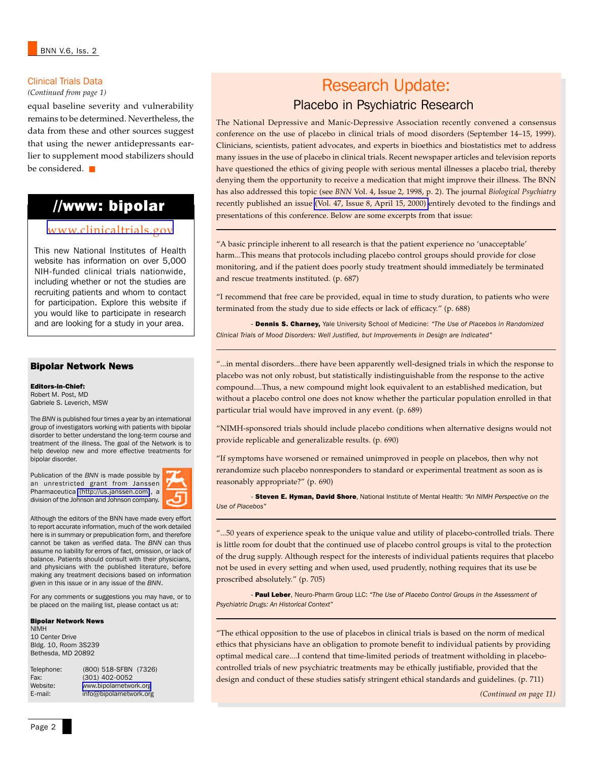## Clinical Trials Data

*(Continued from page 1)*

equal baseline severity and vulnerability remains to be determined. Nevertheless, the data from these and other sources suggest that using the newer antidepressants earlier to supplement mood stabilizers should be considered. ■

## //www: bipolar

www.clinicaltrials.gov

This new National Institutes of Health website has information on over 5,000 NIH-funded clinical trials nationwide, including whether or not the studies are recruiting patients and whom to contact for participation. Explore this website if you would like to participate in research and are looking for a study in your area.

## Bipolar Network News

**Editors-in-Chief:**
Robert M. Post, MD
Gabriele S. Leverich, MSW

The *BNN* is published four times a year by an international group of investigators working with patients with bipolar disorder to better understand the long-term course and treatment of the illness. The goal of the Network is to help develop new and more effective treatments for bipolar disorder.

Publication of the *BNN* is made possible by an unrestricted grant from Janssen Pharmaceutica (http://us.janssen.com), a division of the Johnson and Johnson company.

Although the editors of the BNN have made every effort to report accurate information, much of the work detailed here is in summary or prepublication form, and therefore cannot be taken as verified data. The *BNN* can thus assume no liability for errors of fact, omission, or lack of balance. Patients should consult with their physicians, and physicians with the published literature, before making any treatment decisions based on information given in this issue or in any issue of the *BNN*.

For any comments or suggestions you may have, or to be placed on the mailing list, please contact us at:

**Bipolar Network News**
NIMH
10 Center Drive
Bldg. 10, Room 3S239
Bethesda, MD 20892

Telephone: (800) 518-SFBN (7326)
Fax: (301) 402-0052
Website: www.bipolarnetwork.org
E-mail: info@bipolarnetwork.org

# Research Update:

## Placebo in Psychiatric Research

The National Depressive and Manic-Depressive Association recently convened a consensus conference on the use of placebo in clinical trials of mood disorders (September 14–15, 1999). Clinicians, scientists, patient advocates, and experts in bioethics and biostatistics met to address many issues in the use of placebo in clinical trials. Recent newspaper articles and television reports have questioned the ethics of giving people with serious mental illnesses a placebo trial, thereby denying them the opportunity to receive a medication that might improve their illness. The BNN has also addressed this topic (see *BNN* Vol. 4, Issue 2, 1998, p. 2). The journal *Biological Psychiatry* recently published an issue (Vol. 47, Issue 8, April 15, 2000) entirely devoted to the findings and presentations of this conference. Below are some excerpts from that issue:

---

"A basic principle inherent to all research is that the patient experience no 'unacceptable' harm...This means that protocols including placebo control groups should provide for close monitoring, and if the patient does poorly study treatment should immediately be terminated and rescue treatments instituted. (p. 687)

"I recommend that free care be provided, equal in time to study duration, to patients who were terminated from the study due to side effects or lack of efficacy." (p. 688)

- **Dennis S. Charney,** Yale University School of Medicine: *"The Use of Placebos in Randomized Clinical Trials of Mood Disorders: Well Justified, but Improvements in Design are Indicated"*

---

"...in mental disorders...there have been apparently well-designed trials in which the response to placebo was not only robust, but statistically indistinguishable from the response to the active compound....Thus, a new compound might look equivalent to an established medication, but without a placebo control one does not know whether the particular population enrolled in that particular trial would have improved in any event. (p. 689)

"NIMH-sponsored trials should include placebo conditions when alternative designs would not provide replicable and generalizable results. (p. 690)

"If symptoms have worsened or remained unimproved in people on placebos, then why not rerandomize such placebo nonresponders to standard or experimental treatment as soon as is reasonably appropriate?" (p. 690)

- **Steven E. Hyman, David Shore**, National Institute of Mental Health: *"An NIMH Perspective on the Use of Placebos"*

---

"...50 years of experience speak to the unique value and utility of placebo-controlled trials. There is little room for doubt that the continued use of placebo control groups is vital to the protection of the drug supply. Although respect for the interests of individual patients requires that placebo not be used in every setting and when used, used prudently, nothing requires that its use be proscribed absolutely." (p. 705)

- **Paul Leber**, Neuro-Pharm Group LLC: *"The Use of Placebo Control Groups in the Assessment of Psychiatric Drugs: An Historical Context"*

---

"The ethical opposition to the use of placebos in clinical trials is based on the norm of medical ethics that physicians have an obligation to promote benefit to individual patients by providing optimal medical care....I contend that time-limited periods of treatment witholding in placebo-controlled trials of new psychiatric treatments may be ethically justifiable, provided that the design and conduct of these studies satisfy stringent ethical standards and guidelines. (p. 711)

*(Continued on page 11)*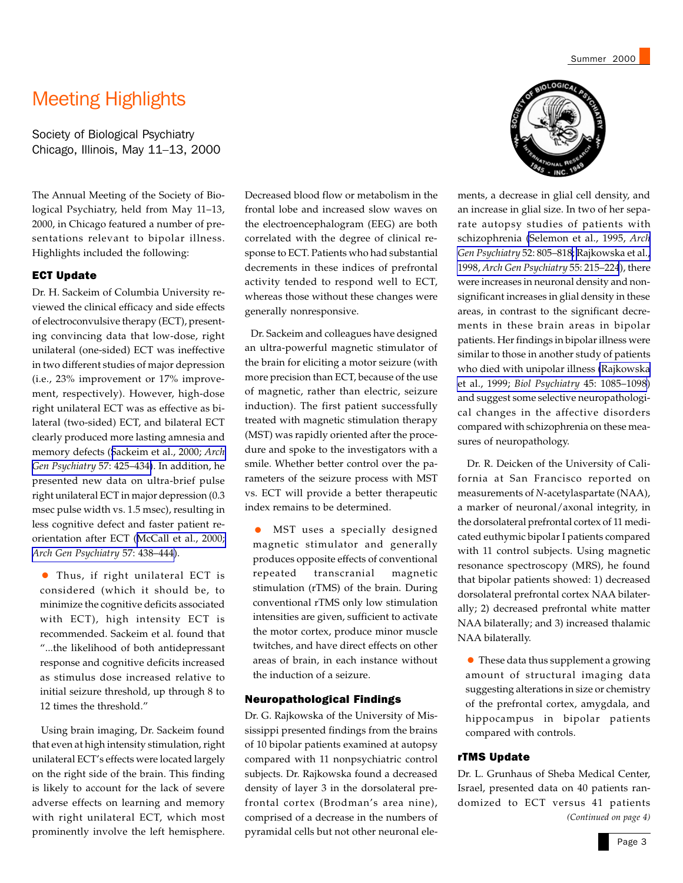# Meeting Highlights

Society of Biological Psychiatry
Chicago, Illinois, May 11–13, 2000

The Annual Meeting of the Society of Biological Psychiatry, held from May 11–13, 2000, in Chicago featured a number of presentations relevant to bipolar illness. Highlights included the following:

## ECT Update

Dr. H. Sackeim of Columbia University reviewed the clinical efficacy and side effects of electroconvulsive therapy (ECT), presenting convincing data that low-dose, right unilateral (one-sided) ECT was ineffective in two different studies of major depression (i.e., 23% improvement or 17% improvement, respectively). However, high-dose right unilateral ECT was as effective as bilateral (two-sided) ECT, and bilateral ECT clearly produced more lasting amnesia and memory defects (Sackeim et al., 2000; *Arch Gen Psychiatry* 57: 425–434). In addition, he presented new data on ultra-brief pulse right unilateral ECT in major depression (0.3 msec pulse width vs. 1.5 msec), resulting in less cognitive defect and faster patient reorientation after ECT (McCall et al., 2000; *Arch Gen Psychiatry* 57: 438–444).

- Thus, if right unilateral ECT is considered (which it should be, to minimize the cognitive deficits associated with ECT), high intensity ECT is recommended. Sackeim et al. found that "...the likelihood of both antidepressant response and cognitive deficits increased as stimulus dose increased relative to initial seizure threshold, up through 8 to 12 times the threshold."

Using brain imaging, Dr. Sackeim found that even at high intensity stimulation, right unilateral ECT's effects were located largely on the right side of the brain. This finding is likely to account for the lack of severe adverse effects on learning and memory with right unilateral ECT, which most prominently involve the left hemisphere. Decreased blood flow or metabolism in the frontal lobe and increased slow waves on the electroencephalogram (EEG) are both correlated with the degree of clinical response to ECT. Patients who had substantial decrements in these indices of prefrontal activity tended to respond well to ECT, whereas those without these changes were generally nonresponsive.

Dr. Sackeim and colleagues have designed an ultra-powerful magnetic stimulator of the brain for eliciting a motor seizure (with more precision than ECT, because of the use of magnetic, rather than electric, seizure induction). The first patient successfully treated with magnetic stimulation therapy (MST) was rapidly oriented after the procedure and spoke to the investigators with a smile. Whether better control over the parameters of the seizure process with MST vs. ECT will provide a better therapeutic index remains to be determined.

- MST uses a specially designed magnetic stimulator and generally produces opposite effects of conventional repeated transcranial magnetic stimulation (rTMS) of the brain. During conventional rTMS only low stimulation intensities are given, sufficient to activate the motor cortex, produce minor muscle twitches, and have direct effects on other areas of brain, in each instance without the induction of a seizure.

## Neuropathological Findings

Dr. G. Rajkowska of the University of Mississippi presented findings from the brains of 10 bipolar patients examined at autopsy compared with 11 nonpsychiatric control subjects. Dr. Rajkowska found a decreased density of layer 3 in the dorsolateral prefrontal cortex (Brodman's area nine), comprised of a decrease in the numbers of pyramidal cells but not other neuronal elements, a decrease in glial cell density, and an increase in glial size. In two of her separate autopsy studies of patients with schizophrenia (Selemon et al., 1995, *Arch Gen Psychiatry* 52: 805–818; Rajkowska et al., 1998, *Arch Gen Psychiatry* 55: 215–224), there were increases in neuronal density and nonsignificant increases in glial density in these areas, in contrast to the significant decrements in these brain areas in bipolar patients. Her findings in bipolar illness were similar to those in another study of patients who died with unipolar illness (Rajkowska et al., 1999; *Biol Psychiatry* 45: 1085–1098) and suggest some selective neuropathological changes in the affective disorders compared with schizophrenia on these measures of neuropathology.

Dr. R. Deicken of the University of California at San Francisco reported on measurements of *N*-acetylaspartate (NAA), a marker of neuronal/axonal integrity, in the dorsolateral prefrontal cortex of 11 medicated euthymic bipolar I patients compared with 11 control subjects. Using magnetic resonance spectroscopy (MRS), he found that bipolar patients showed: 1) decreased dorsolateral prefrontal cortex NAA bilaterally; 2) decreased prefrontal white matter NAA bilaterally; and 3) increased thalamic NAA bilaterally.

- These data thus supplement a growing amount of structural imaging data suggesting alterations in size or chemistry of the prefrontal cortex, amygdala, and hippocampus in bipolar patients compared with controls.

## rTMS Update

Dr. L. Grunhaus of Sheba Medical Center, Israel, presented data on 40 patients randomized to ECT versus 41 patients

*(Continued on page 4)*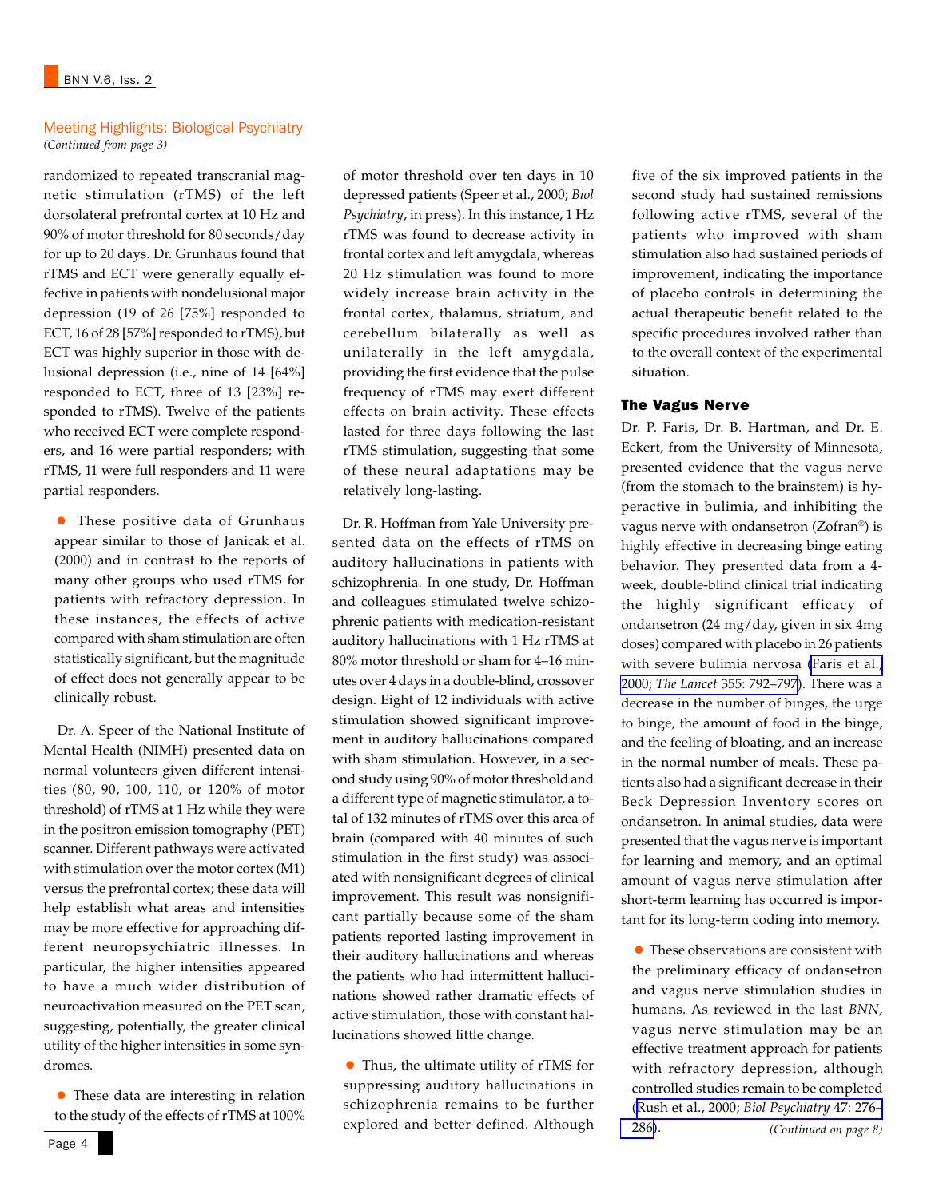## Meeting Highlights: Biological Psychiatry

*(Continued from page 3)*

randomized to repeated transcranial magnetic stimulation (rTMS) of the left dorsolateral prefrontal cortex at 10 Hz and 90% of motor threshold for 80 seconds/day for up to 20 days. Dr. Grunhaus found that rTMS and ECT were generally equally effective in patients with nondelusional major depression (19 of 26 [75%] responded to ECT, 16 of 28 [57%] responded to rTMS), but ECT was highly superior in those with delusional depression (i.e., nine of 14 [64%] responded to ECT, three of 13 [23%] responded to rTMS). Twelve of the patients who received ECT were complete responders, and 16 were partial responders; with rTMS, 11 were full responders and 11 were partial responders.

- These positive data of Grunhaus appear similar to those of Janicak et al. (2000) and in contrast to the reports of many other groups who used rTMS for patients with refractory depression. In these instances, the effects of active compared with sham stimulation are often statistically significant, but the magnitude of effect does not generally appear to be clinically robust.

Dr. A. Speer of the National Institute of Mental Health (NIMH) presented data on normal volunteers given different intensities (80, 90, 100, 110, or 120% of motor threshold) of rTMS at 1 Hz while they were in the positron emission tomography (PET) scanner. Different pathways were activated with stimulation over the motor cortex (M1) versus the prefrontal cortex; these data will help establish what areas and intensities may be more effective for approaching different neuropsychiatric illnesses. In particular, the higher intensities appeared to have a much wider distribution of neuroactivation measured on the PET scan, suggesting, potentially, the greater clinical utility of the higher intensities in some syndromes.

- These data are interesting in relation to the study of the effects of rTMS at 100% of motor threshold over ten days in 10 depressed patients (Speer et al., 2000; *Biol Psychiatry*, in press). In this instance, 1 Hz rTMS was found to decrease activity in frontal cortex and left amygdala, whereas 20 Hz stimulation was found to more widely increase brain activity in the frontal cortex, thalamus, striatum, and cerebellum bilaterally as well as unilaterally in the left amygdala, providing the first evidence that the pulse frequency of rTMS may exert different effects on brain activity. These effects lasted for three days following the last rTMS stimulation, suggesting that some of these neural adaptations may be relatively long-lasting.

Dr. R. Hoffman from Yale University presented data on the effects of rTMS on auditory hallucinations in patients with schizophrenia. In one study, Dr. Hoffman and colleagues stimulated twelve schizophrenic patients with medication-resistant auditory hallucinations with 1 Hz rTMS at 80% motor threshold or sham for 4–16 minutes over 4 days in a double-blind, crossover design. Eight of 12 individuals with active stimulation showed significant improvement in auditory hallucinations compared with sham stimulation. However, in a second study using 90% of motor threshold and a different type of magnetic stimulator, a total of 132 minutes of rTMS over this area of brain (compared with 40 minutes of such stimulation in the first study) was associated with nonsignificant degrees of clinical improvement. This result was nonsignificant partially because some of the sham patients reported lasting improvement in their auditory hallucinations and whereas the patients who had intermittent hallucinations showed rather dramatic effects of active stimulation, those with constant hallucinations showed little change.

- Thus, the ultimate utility of rTMS for suppressing auditory hallucinations in schizophrenia remains to be further explored and better defined. Although five of the six improved patients in the second study had sustained remissions following active rTMS, several of the patients who improved with sham stimulation also had sustained periods of improvement, indicating the importance of placebo controls in determining the actual therapeutic benefit related to the specific procedures involved rather than to the overall context of the experimental situation.

### The Vagus Nerve

Dr. P. Faris, Dr. B. Hartman, and Dr. E. Eckert, from the University of Minnesota, presented evidence that the vagus nerve (from the stomach to the brainstem) is hyperactive in bulimia, and inhibiting the vagus nerve with ondansetron (Zofran®) is highly effective in decreasing binge eating behavior. They presented data from a 4-week, double-blind clinical trial indicating the highly significant efficacy of ondansetron (24 mg/day, given in six 4mg doses) compared with placebo in 26 patients with severe bulimia nervosa (Faris et al., 2000; *The Lancet* 355: 792–797). There was a decrease in the number of binges, the urge to binge, the amount of food in the binge, and the feeling of bloating, and an increase in the normal number of meals. These patients also had a significant decrease in their Beck Depression Inventory scores on ondansetron. In animal studies, data were presented that the vagus nerve is important for learning and memory, and an optimal amount of vagus nerve stimulation after short-term learning has occurred is important for its long-term coding into memory.

- These observations are consistent with the preliminary efficacy of ondansetron and vagus nerve stimulation studies in humans. As reviewed in the last *BNN*, vagus nerve stimulation may be an effective treatment approach for patients with refractory depression, although controlled studies remain to be completed (Rush et al., 2000; *Biol Psychiatry* 47: 276–286).

*(Continued on page 8)*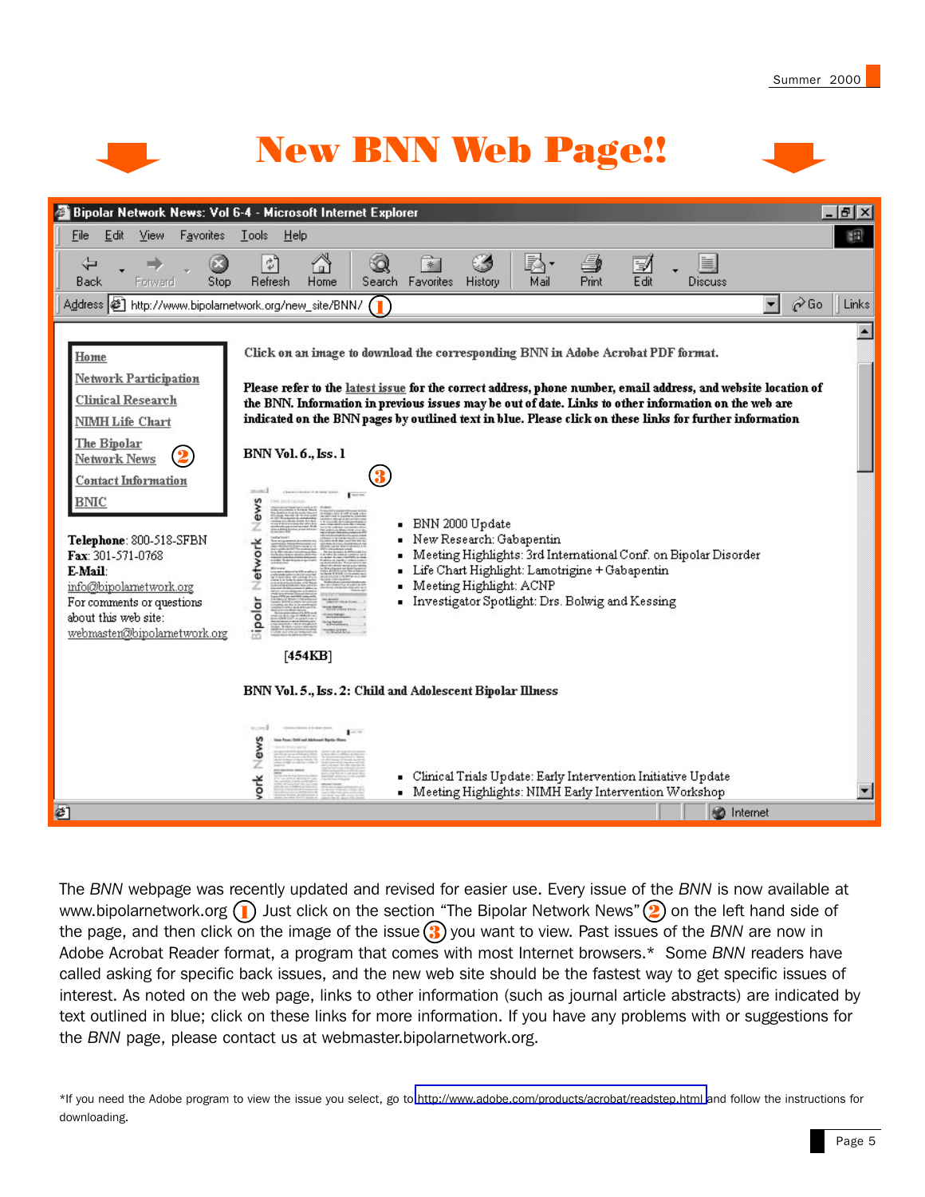# New BNN Web Page!!

Bipolar Network News: Vol 6-4 - Microsoft Internet Explorer

File Edit View Favorites Tools Help

Back Forward Stop Refresh Home Search Favorites History Mail Print Edit Discuss

Address http://www.bipolarnetwork.org/new_site/BNN/ (1)

Home
Network Participation
Clinical Research
NIMH Life Chart
The Bipolar Network News (2)
Contact Information
BNIC

**Telephone**: 800-518-SFBN
**Fax**: 301-571-0768
**E-Mail**:
info@bipolarnetwork.org
For comments or questions about this web site:
webmaster@bipolarnetwork.org

Click on an image to download the corresponding BNN in Adobe Acrobat PDF format.

**Please refer to the latest issue for the correct address, phone number, email address, and website location of the BNN. Information in previous issues may be out of date. Links to other information on the web are indicated on the BNN pages by outlined text in blue. Please click on these links for further information**

**BNN Vol. 6., Iss. 1** (3)

- BNN 2000 Update
- New Research: Gabapentin
- Meeting Highlights: 3rd International Conf. on Bipolar Disorder
- Life Chart Highlight: Lamotrigine + Gabapentin
- Meeting Highlight: ACNP
- Investigator Spotlight: Drs. Bolwig and Kessing

[454KB]

**BNN Vol. 5., Iss. 2: Child and Adolescent Bipolar Illness**

- Clinical Trials Update: Early Intervention Initiative Update
- Meeting Highlights: NIMH Early Intervention Workshop

Internet

The *BNN* webpage was recently updated and revised for easier use. Every issue of the *BNN* is now available at www.bipolarnetwork.org (1) Just click on the section "The Bipolar Network News" (2) on the left hand side of the page, and then click on the image of the issue (3) you want to view. Past issues of the *BNN* are now in Adobe Acrobat Reader format, a program that comes with most Internet browsers.* Some *BNN* readers have called asking for specific back issues, and the new web site should be the fastest way to get specific issues of interest. As noted on the web page, links to other information (such as journal article abstracts) are indicated by text outlined in blue; click on these links for more information. If you have any problems with or suggestions for the *BNN* page, please contact us at webmaster.bipolarnetwork.org.

*If you need the Adobe program to view the issue you select, go to http://www.adobe.com/products/acrobat/readstep.html and follow the instructions for downloading.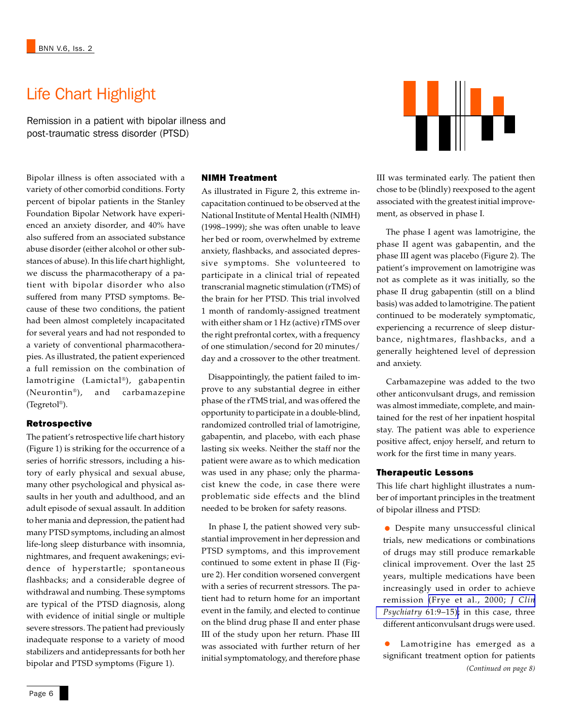# Life Chart Highlight

Remission in a patient with bipolar illness and post-traumatic stress disorder (PTSD)

Bipolar illness is often associated with a variety of other comorbid conditions. Forty percent of bipolar patients in the Stanley Foundation Bipolar Network have experienced an anxiety disorder, and 40% have also suffered from an associated substance abuse disorder (either alcohol or other substances of abuse). In this life chart highlight, we discuss the pharmacotherapy of a patient with bipolar disorder who also suffered from many PTSD symptoms. Because of these two conditions, the patient had been almost completely incapacitated for several years and had not responded to a variety of conventional pharmacotherapies. As illustrated, the patient experienced a full remission on the combination of lamotrigine (Lamictal®), gabapentin (Neurontin®), and carbamazepine (Tegretol®).

## Retrospective

The patient's retrospective life chart history (Figure 1) is striking for the occurrence of a series of horrific stressors, including a history of early physical and sexual abuse, many other psychological and physical assaults in her youth and adulthood, and an adult episode of sexual assault. In addition to her mania and depression, the patient had many PTSD symptoms, including an almost life-long sleep disturbance with insomnia, nightmares, and frequent awakenings; evidence of hyperstartle; spontaneous flashbacks; and a considerable degree of withdrawal and numbing. These symptoms are typical of the PTSD diagnosis, along with evidence of initial single or multiple severe stressors. The patient had previously inadequate response to a variety of mood stabilizers and antidepressants for both her bipolar and PTSD symptoms (Figure 1).

## NIMH Treatment

As illustrated in Figure 2, this extreme incapacitation continued to be observed at the National Institute of Mental Health (NIMH) (1998–1999); she was often unable to leave her bed or room, overwhelmed by extreme anxiety, flashbacks, and associated depressive symptoms. She volunteered to participate in a clinical trial of repeated transcranial magnetic stimulation (rTMS) of the brain for her PTSD. This trial involved 1 month of randomly-assigned treatment with either sham or 1 Hz (active) rTMS over the right prefrontal cortex, with a frequency of one stimulation/second for 20 minutes/day and a crossover to the other treatment.

Disappointingly, the patient failed to improve to any substantial degree in either phase of the rTMS trial, and was offered the opportunity to participate in a double-blind, randomized controlled trial of lamotrigine, gabapentin, and placebo, with each phase lasting six weeks. Neither the staff nor the patient were aware as to which medication was used in any phase; only the pharmacist knew the code, in case there were problematic side effects and the blind needed to be broken for safety reasons.

In phase I, the patient showed very substantial improvement in her depression and PTSD symptoms, and this improvement continued to some extent in phase II (Figure 2). Her condition worsened convergent with a series of recurrent stressors. The patient had to return home for an important event in the family, and elected to continue on the blind drug phase II and enter phase III of the study upon her return. Phase III was associated with further return of her initial symptomatology, and therefore phase III was terminated early. The patient then chose to be (blindly) reexposed to the agent associated with the greatest initial improvement, as observed in phase I.

The phase I agent was lamotrigine, the phase II agent was gabapentin, and the phase III agent was placebo (Figure 2). The patient's improvement on lamotrigine was not as complete as it was initially, so the phase II drug gabapentin (still on a blind basis) was added to lamotrigine. The patient continued to be moderately symptomatic, experiencing a recurrence of sleep disturbance, nightmares, flashbacks, and a generally heightened level of depression and anxiety.

Carbamazepine was added to the two other anticonvulsant drugs, and remission was almost immediate, complete, and maintained for the rest of her inpatient hospital stay. The patient was able to experience positive affect, enjoy herself, and return to work for the first time in many years.

## Therapeutic Lessons

This life chart highlight illustrates a number of important principles in the treatment of bipolar illness and PTSD:

- Despite many unsuccessful clinical trials, new medications or combinations of drugs may still produce remarkable clinical improvement. Over the last 25 years, multiple medications have been increasingly used in order to achieve remission (Frye et al., 2000; *J Clin Psychiatry* 61:9–15); in this case, three different anticonvulsant drugs were used.
- Lamotrigine has emerged as a significant treatment option for patients

*(Continued on page 8)*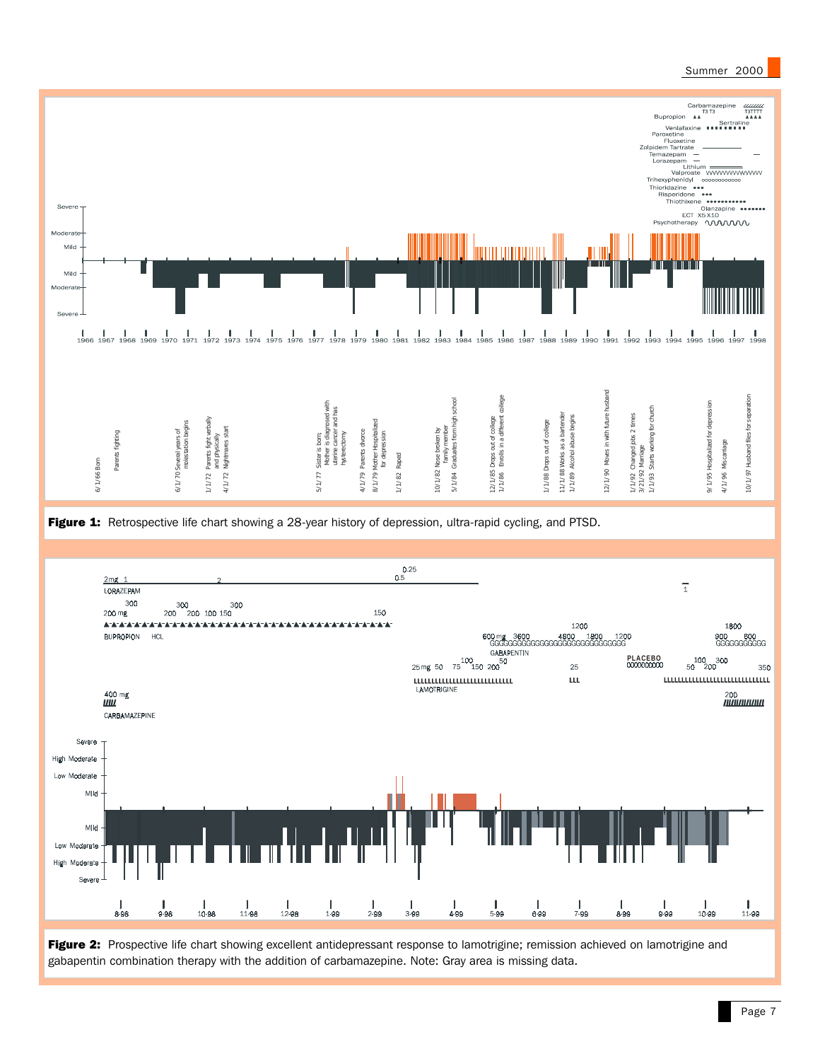**Figure 1:** Retrospective life chart showing a 28-year history of depression, ultra-rapid cycling, and PTSD.

**Figure 2:** Prospective life chart showing excellent antidepressant response to lamotrigine; remission achieved on lamotrigine and gabapentin combination therapy with the addition of carbamazepine. Note: Gray area is missing data.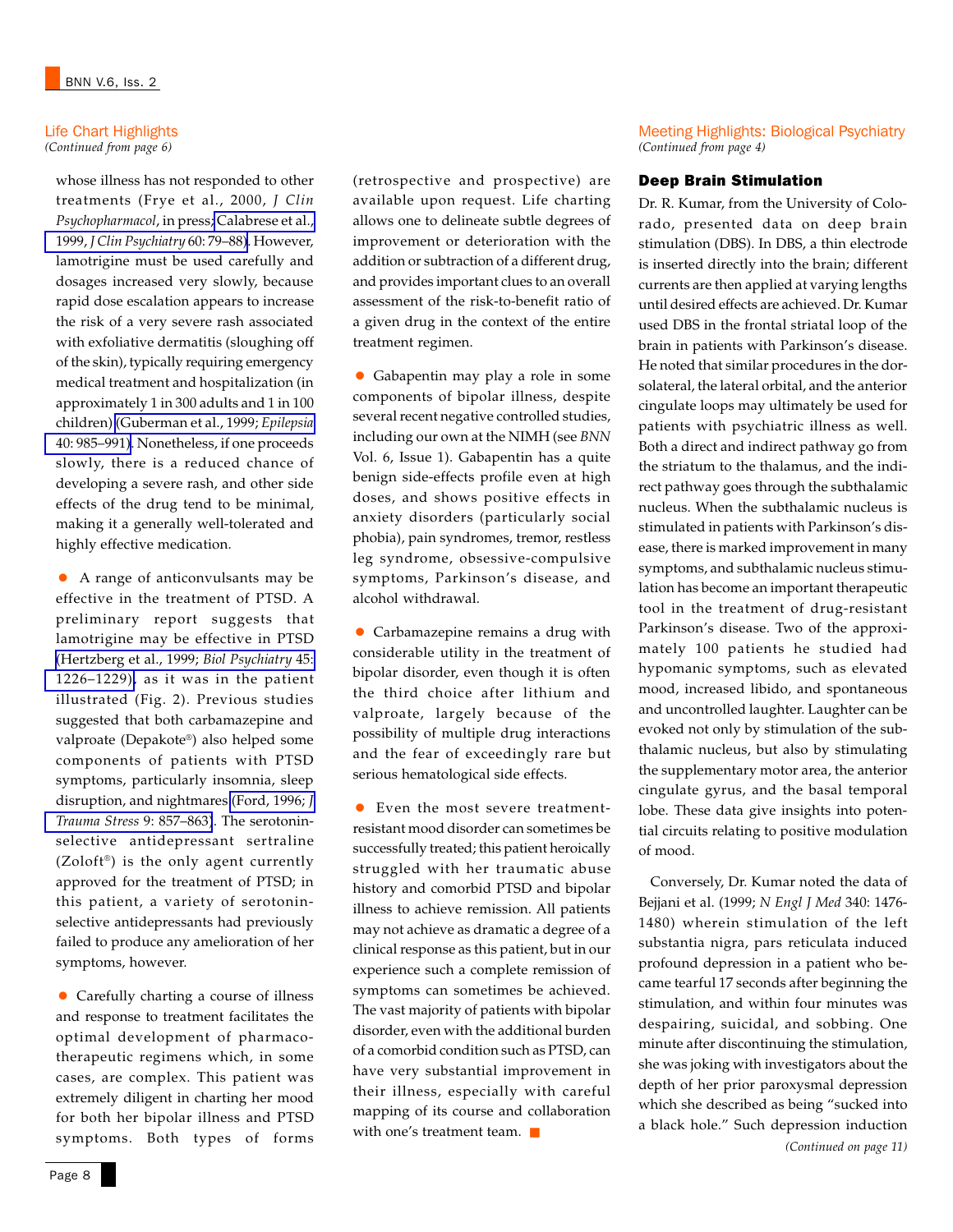## Life Chart Highlights

*(Continued from page 6)*

whose illness has not responded to other treatments (Frye et al., 2000, *J Clin Psychopharmacol*, in press; Calabrese et al., 1999, *J Clin Psychiatry* 60: 79–88). However, lamotrigine must be used carefully and dosages increased very slowly, because rapid dose escalation appears to increase the risk of a very severe rash associated with exfoliative dermatitis (sloughing off of the skin), typically requiring emergency medical treatment and hospitalization (in approximately 1 in 300 adults and 1 in 100 children) (Guberman et al., 1999; *Epilepsia* 40: 985–991). Nonetheless, if one proceeds slowly, there is a reduced chance of developing a severe rash, and other side effects of the drug tend to be minimal, making it a generally well-tolerated and highly effective medication.

- A range of anticonvulsants may be effective in the treatment of PTSD. A preliminary report suggests that lamotrigine may be effective in PTSD (Hertzberg et al., 1999; *Biol Psychiatry* 45: 1226–1229), as it was in the patient illustrated (Fig. 2). Previous studies suggested that both carbamazepine and valproate (Depakote®) also helped some components of patients with PTSD symptoms, particularly insomnia, sleep disruption, and nightmares (Ford, 1996; *J Trauma Stress* 9: 857–863). The serotonin-selective antidepressant sertraline (Zoloft®) is the only agent currently approved for the treatment of PTSD; in this patient, a variety of serotonin-selective antidepressants had previously failed to produce any amelioration of her symptoms, however.

- Carefully charting a course of illness and response to treatment facilitates the optimal development of pharmacotherapeutic regimens which, in some cases, are complex. This patient was extremely diligent in charting her mood for both her bipolar illness and PTSD symptoms. Both types of forms (retrospective and prospective) are available upon request. Life charting allows one to delineate subtle degrees of improvement or deterioration with the addition or subtraction of a different drug, and provides important clues to an overall assessment of the risk-to-benefit ratio of a given drug in the context of the entire treatment regimen.

- Gabapentin may play a role in some components of bipolar illness, despite several recent negative controlled studies, including our own at the NIMH (see *BNN* Vol. 6, Issue 1). Gabapentin has a quite benign side-effects profile even at high doses, and shows positive effects in anxiety disorders (particularly social phobia), pain syndromes, tremor, restless leg syndrome, obsessive-compulsive symptoms, Parkinson's disease, and alcohol withdrawal.

- Carbamazepine remains a drug with considerable utility in the treatment of bipolar disorder, even though it is often the third choice after lithium and valproate, largely because of the possibility of multiple drug interactions and the fear of exceedingly rare but serious hematological side effects.

- Even the most severe treatment-resistant mood disorder can sometimes be successfully treated; this patient heroically struggled with her traumatic abuse history and comorbid PTSD and bipolar illness to achieve remission. All patients may not achieve as dramatic a degree of a clinical response as this patient, but in our experience such a complete remission of symptoms can sometimes be achieved. The vast majority of patients with bipolar disorder, even with the additional burden of a comorbid condition such as PTSD, can have very substantial improvement in their illness, especially with careful mapping of its course and collaboration with one's treatment team. ■

## Meeting Highlights: Biological Psychiatry

*(Continued from page 4)*

### Deep Brain Stimulation

Dr. R. Kumar, from the University of Colorado, presented data on deep brain stimulation (DBS). In DBS, a thin electrode is inserted directly into the brain; different currents are then applied at varying lengths until desired effects are achieved. Dr. Kumar used DBS in the frontal striatal loop of the brain in patients with Parkinson's disease. He noted that similar procedures in the dorsolateral, the lateral orbital, and the anterior cingulate loops may ultimately be used for patients with psychiatric illness as well. Both a direct and indirect pathway go from the striatum to the thalamus, and the indirect pathway goes through the subthalamic nucleus. When the subthalamic nucleus is stimulated in patients with Parkinson's disease, there is marked improvement in many symptoms, and subthalamic nucleus stimulation has become an important therapeutic tool in the treatment of drug-resistant Parkinson's disease. Two of the approximately 100 patients he studied had hypomanic symptoms, such as elevated mood, increased libido, and spontaneous and uncontrolled laughter. Laughter can be evoked not only by stimulation of the subthalamic nucleus, but also by stimulating the supplementary motor area, the anterior cingulate gyrus, and the basal temporal lobe. These data give insights into potential circuits relating to positive modulation of mood.

Conversely, Dr. Kumar noted the data of Bejjani et al. (1999; *N Engl J Med* 340: 1476-1480) wherein stimulation of the left substantia nigra, pars reticulata induced profound depression in a patient who became tearful 17 seconds after beginning the stimulation, and within four minutes was despairing, suicidal, and sobbing. One minute after discontinuing the stimulation, she was joking with investigators about the depth of her prior paroxysmal depression which she described as being "sucked into a black hole." Such depression induction

*(Continued on page 11)*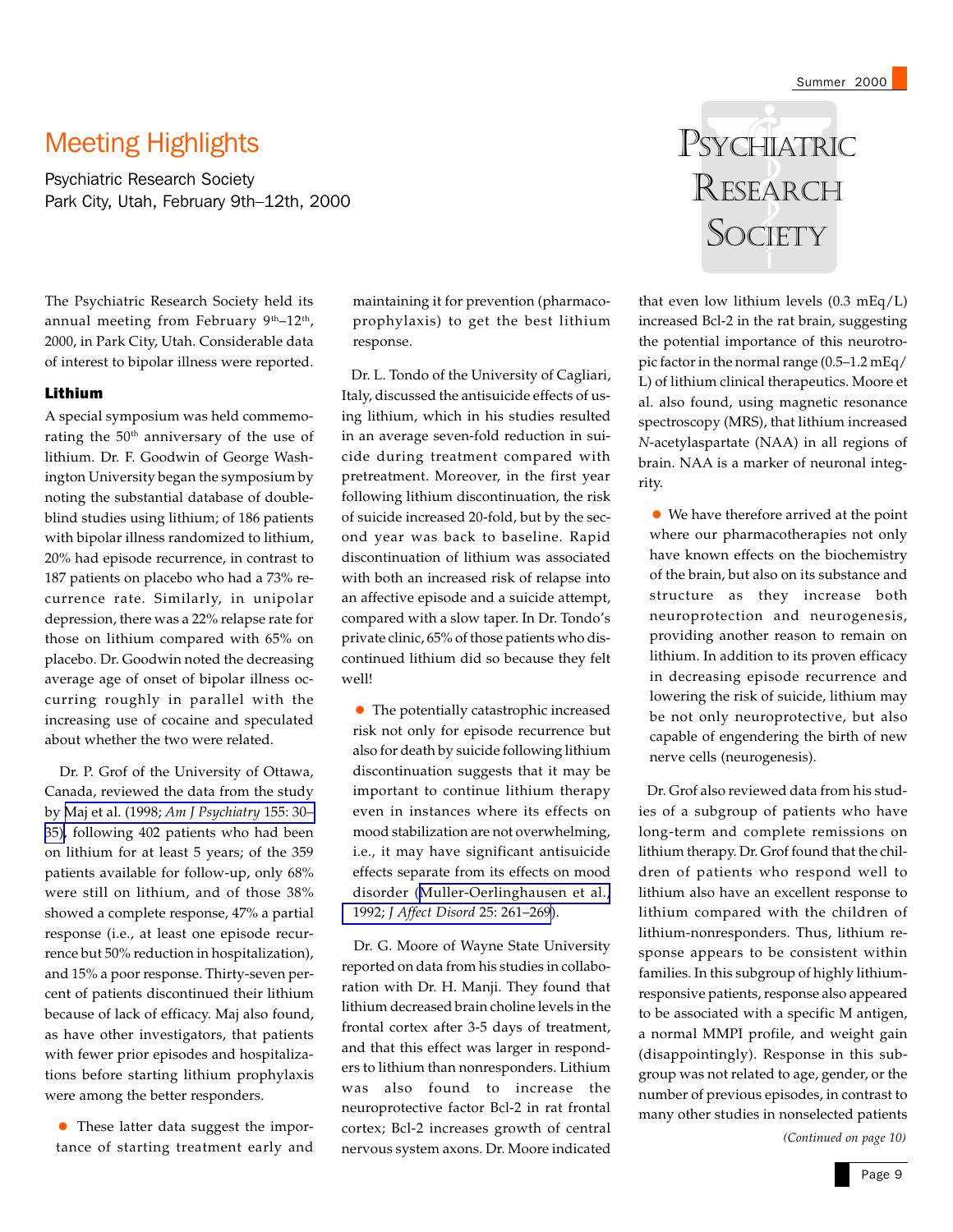# Meeting Highlights

Psychiatric Research Society
Park City, Utah, February 9th–12th, 2000

The Psychiatric Research Society held its annual meeting from February 9th–12th, 2000, in Park City, Utah. Considerable data of interest to bipolar illness were reported.

## Lithium

A special symposium was held commemorating the 50th anniversary of the use of lithium. Dr. F. Goodwin of George Washington University began the symposium by noting the substantial database of double-blind studies using lithium; of 186 patients with bipolar illness randomized to lithium, 20% had episode recurrence, in contrast to 187 patients on placebo who had a 73% recurrence rate. Similarly, in unipolar depression, there was a 22% relapse rate for those on lithium compared with 65% on placebo. Dr. Goodwin noted the decreasing average age of onset of bipolar illness occurring roughly in parallel with the increasing use of cocaine and speculated about whether the two were related.

Dr. P. Grof of the University of Ottawa, Canada, reviewed the data from the study by Maj et al. (1998; *Am J Psychiatry* 155: 30–35), following 402 patients who had been on lithium for at least 5 years; of the 359 patients available for follow-up, only 68% were still on lithium, and of those 38% showed a complete response, 47% a partial response (i.e., at least one episode recurrence but 50% reduction in hospitalization), and 15% a poor response. Thirty-seven percent of patients discontinued their lithium because of lack of efficacy. Maj also found, as have other investigators, that patients with fewer prior episodes and hospitalizations before starting lithium prophylaxis were among the better responders.

- These latter data suggest the importance of starting treatment early and maintaining it for prevention (pharmacoprophylaxis) to get the best lithium response.

Dr. L. Tondo of the University of Cagliari, Italy, discussed the antisuicide effects of using lithium, which in his studies resulted in an average seven-fold reduction in suicide during treatment compared with pretreatment. Moreover, in the first year following lithium discontinuation, the risk of suicide increased 20-fold, but by the second year was back to baseline. Rapid discontinuation of lithium was associated with both an increased risk of relapse into an affective episode and a suicide attempt, compared with a slow taper. In Dr. Tondo's private clinic, 65% of those patients who discontinued lithium did so because they felt well!

- The potentially catastrophic increased risk not only for episode recurrence but also for death by suicide following lithium discontinuation suggests that it may be important to continue lithium therapy even in instances where its effects on mood stabilization are not overwhelming, i.e., it may have significant antisuicide effects separate from its effects on mood disorder (Muller-Oerlinghausen et al., 1992; *J Affect Disord* 25: 261–269).

Dr. G. Moore of Wayne State University reported on data from his studies in collaboration with Dr. H. Manji. They found that lithium decreased brain choline levels in the frontal cortex after 3-5 days of treatment, and that this effect was larger in responders to lithium than nonresponders. Lithium was also found to increase the neuroprotective factor Bcl-2 in rat frontal cortex; Bcl-2 increases growth of central nervous system axons. Dr. Moore indicated that even low lithium levels (0.3 mEq/L) increased Bcl-2 in the rat brain, suggesting the potential importance of this neurotropic factor in the normal range (0.5–1.2 mEq/L) of lithium clinical therapeutics. Moore et al. also found, using magnetic resonance spectroscopy (MRS), that lithium increased *N*-acetylaspartate (NAA) in all regions of brain. NAA is a marker of neuronal integrity.

- We have therefore arrived at the point where our pharmacotherapies not only have known effects on the biochemistry of the brain, but also on its substance and structure as they increase both neuroprotection and neurogenesis, providing another reason to remain on lithium. In addition to its proven efficacy in decreasing episode recurrence and lowering the risk of suicide, lithium may be not only neuroprotective, but also capable of engendering the birth of new nerve cells (neurogenesis).

Dr. Grof also reviewed data from his studies of a subgroup of patients who have long-term and complete remissions on lithium therapy. Dr. Grof found that the children of patients who respond well to lithium also have an excellent response to lithium compared with the children of lithium-nonresponders. Thus, lithium response appears to be consistent within families. In this subgroup of highly lithium-responsive patients, response also appeared to be associated with a specific M antigen, a normal MMPI profile, and weight gain (disappointingly). Response in this subgroup was not related to age, gender, or the number of previous episodes, in contrast to many other studies in nonselected patients

*(Continued on page 10)*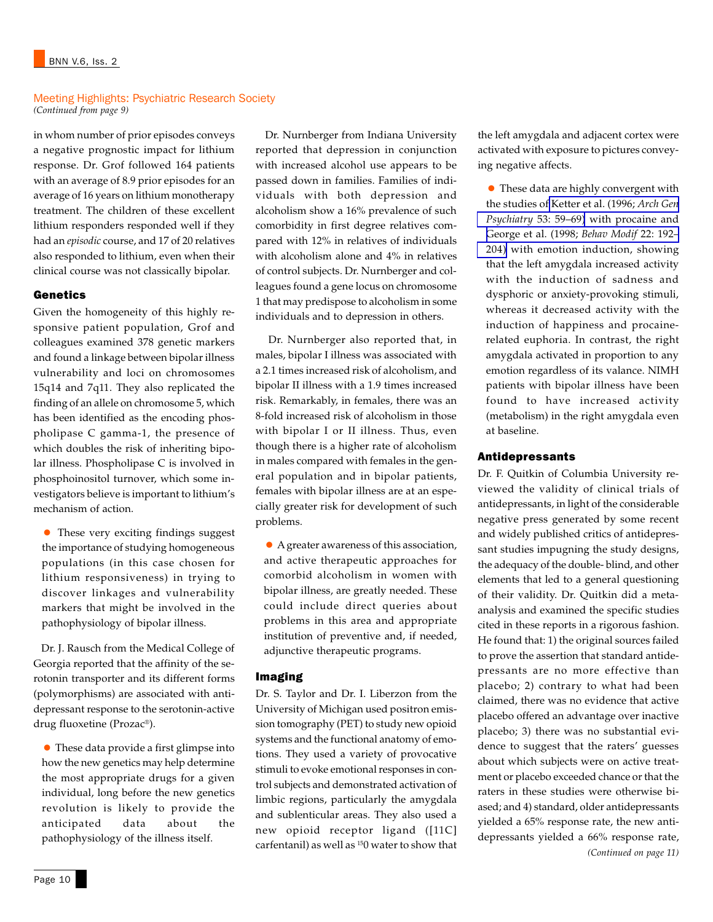Meeting Highlights: Psychiatric Research Society
*(Continued from page 9)*

in whom number of prior episodes conveys a negative prognostic impact for lithium response. Dr. Grof followed 164 patients with an average of 8.9 prior episodes for an average of 16 years on lithium monotherapy treatment. The children of these excellent lithium responders responded well if they had an *episodic* course, and 17 of 20 relatives also responded to lithium, even when their clinical course was not classically bipolar.

## Genetics

Given the homogeneity of this highly responsive patient population, Grof and colleagues examined 378 genetic markers and found a linkage between bipolar illness vulnerability and loci on chromosomes 15q14 and 7q11. They also replicated the finding of an allele on chromosome 5, which has been identified as the encoding phospholipase C gamma-1, the presence of which doubles the risk of inheriting bipolar illness. Phospholipase C is involved in phosphoinositol turnover, which some investigators believe is important to lithium's mechanism of action.

- These very exciting findings suggest the importance of studying homogeneous populations (in this case chosen for lithium responsiveness) in trying to discover linkages and vulnerability markers that might be involved in the pathophysiology of bipolar illness.

Dr. J. Rausch from the Medical College of Georgia reported that the affinity of the serotonin transporter and its different forms (polymorphisms) are associated with antidepressant response to the serotonin-active drug fluoxetine (Prozac®).

- These data provide a first glimpse into how the new genetics may help determine the most appropriate drugs for a given individual, long before the new genetics revolution is likely to provide the anticipated data about the pathophysiology of the illness itself.

Dr. Nurnberger from Indiana University reported that depression in conjunction with increased alcohol use appears to be passed down in families. Families of individuals with both depression and alcoholism show a 16% prevalence of such comorbidity in first degree relatives compared with 12% in relatives of individuals with alcoholism alone and 4% in relatives of control subjects. Dr. Nurnberger and colleagues found a gene locus on chromosome 1 that may predispose to alcoholism in some individuals and to depression in others.

Dr. Nurnberger also reported that, in males, bipolar I illness was associated with a 2.1 times increased risk of alcoholism, and bipolar II illness with a 1.9 times increased risk. Remarkably, in females, there was an 8-fold increased risk of alcoholism in those with bipolar I or II illness. Thus, even though there is a higher rate of alcoholism in males compared with females in the general population and in bipolar patients, females with bipolar illness are at an especially greater risk for development of such problems.

- A greater awareness of this association, and active therapeutic approaches for comorbid alcoholism in women with bipolar illness, are greatly needed. These could include direct queries about problems in this area and appropriate institution of preventive and, if needed, adjunctive therapeutic programs.

## Imaging

Dr. S. Taylor and Dr. I. Liberzon from the University of Michigan used positron emission tomography (PET) to study new opioid systems and the functional anatomy of emotions. They used a variety of provocative stimuli to evoke emotional responses in control subjects and demonstrated activation of limbic regions, particularly the amygdala and sublenticular areas. They also used a new opioid receptor ligand ([11C] carfentanil) as well as $^{15}$0 water to show that the left amygdala and adjacent cortex were activated with exposure to pictures conveying negative affects.

- These data are highly convergent with the studies of Ketter et al. (1996; *Arch Gen Psychiatry* 53: 59–69) with procaine and George et al. (1998; *Behav Modif* 22: 192–204) with emotion induction, showing that the left amygdala increased activity with the induction of sadness and dysphoric or anxiety-provoking stimuli, whereas it decreased activity with the induction of happiness and procaine-related euphoria. In contrast, the right amygdala activated in proportion to any emotion regardless of its valance. NIMH patients with bipolar illness have been found to have increased activity (metabolism) in the right amygdala even at baseline.

## Antidepressants

Dr. F. Quitkin of Columbia University reviewed the validity of clinical trials of antidepressants, in light of the considerable negative press generated by some recent and widely published critics of antidepressant studies impugning the study designs, the adequacy of the double- blind, and other elements that led to a general questioning of their validity. Dr. Quitkin did a meta-analysis and examined the specific studies cited in these reports in a rigorous fashion. He found that: 1) the original sources failed to prove the assertion that standard antidepressants are no more effective than placebo; 2) contrary to what had been claimed, there was no evidence that active placebo offered an advantage over inactive placebo; 3) there was no substantial evidence to suggest that the raters' guesses about which subjects were on active treatment or placebo exceeded chance or that the raters in these studies were otherwise biased; and 4) standard, older antidepressants yielded a 65% response rate, the new antidepressants yielded a 66% response rate,

*(Continued on page 11)*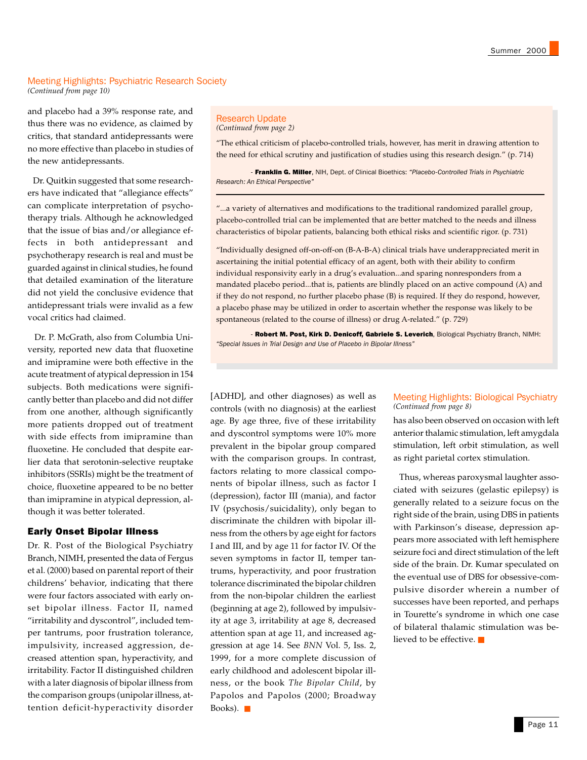## Meeting Highlights: Psychiatric Research Society

*(Continued from page 10)*

and placebo had a 39% response rate, and thus there was no evidence, as claimed by critics, that standard antidepressants were no more effective than placebo in studies of the new antidepressants.

Dr. Quitkin suggested that some researchers have indicated that "allegiance effects" can complicate interpretation of psychotherapy trials. Although he acknowledged that the issue of bias and/or allegiance effects in both antidepressant and psychotherapy research is real and must be guarded against in clinical studies, he found that detailed examination of the literature did not yield the conclusive evidence that antidepressant trials were invalid as a few vocal critics had claimed.

Dr. P. McGrath, also from Columbia University, reported new data that fluoxetine and imipramine were both effective in the acute treatment of atypical depression in 154 subjects. Both medications were significantly better than placebo and did not differ from one another, although significantly more patients dropped out of treatment with side effects from imipramine than fluoxetine. He concluded that despite earlier data that serotonin-selective reuptake inhibitors (SSRIs) might be the treatment of choice, fluoxetine appeared to be no better than imipramine in atypical depression, although it was better tolerated.

### Early Onset Bipolar Illness

Dr. R. Post of the Biological Psychiatry Branch, NIMH, presented the data of Fergus et al. (2000) based on parental report of their childrens' behavior, indicating that there were four factors associated with early onset bipolar illness. Factor II, named "irritability and dyscontrol", included temper tantrums, poor frustration tolerance, impulsivity, increased aggression, decreased attention span, hyperactivity, and irritability. Factor II distinguished children with a later diagnosis of bipolar illness from the comparison groups (unipolar illness, attention deficit-hyperactivity disorder [ADHD], and other diagnoses) as well as controls (with no diagnosis) at the earliest age. By age three, five of these irritability and dyscontrol symptoms were 10% more prevalent in the bipolar group compared with the comparison groups. In contrast, factors relating to more classical components of bipolar illness, such as factor I (depression), factor III (mania), and factor IV (psychosis/suicidality), only began to discriminate the children with bipolar illness from the others by age eight for factors I and III, and by age 11 for factor IV. Of the seven symptoms in factor II, temper tantrums, hyperactivity, and poor frustration tolerance discriminated the bipolar children from the non-bipolar children the earliest (beginning at age 2), followed by impulsivity at age 3, irritability at age 8, decreased attention span at age 11, and increased aggression at age 14. See *BNN* Vol. 5, Iss. 2, 1999, for a more complete discussion of early childhood and adolescent bipolar illness, or the book *The Bipolar Child*, by Papolos and Papolos (2000; Broadway Books). ■

## Research Update

*(Continued from page 2)*

"The ethical criticism of placebo-controlled trials, however, has merit in drawing attention to the need for ethical scrutiny and justification of studies using this research design." (p. 714)

- **Franklin G. Miller**, NIH, Dept. of Clinical Bioethics: *"Placebo-Controlled Trials in Psychiatric Research: An Ethical Perspective"*

---

"...a variety of alternatives and modifications to the traditional randomized parallel group, placebo-controlled trial can be implemented that are better matched to the needs and illness characteristics of bipolar patients, balancing both ethical risks and scientific rigor. (p. 731)

"Individually designed off-on-off-on (B-A-B-A) clinical trials have underappreciated merit in ascertaining the initial potential efficacy of an agent, both with their ability to confirm individual responsivity early in a drug's evaluation...and sparing nonresponders from a mandated placebo period...that is, patients are blindly placed on an active compound (A) and if they do not respond, no further placebo phase (B) is required. If they do respond, however, a placebo phase may be utilized in order to ascertain whether the response was likely to be spontaneous (related to the course of illness) or drug A-related." (p. 729)

- **Robert M. Post, Kirk D. Denicoff, Gabriele S. Leverich**, Biological Psychiatry Branch, NIMH: *"Special Issues in Trial Design and Use of Placebo in Bipolar Illness"*

## Meeting Highlights: Biological Psychiatry

*(Continued from page 8)*

has also been observed on occasion with left anterior thalamic stimulation, left amygdala stimulation, left orbit stimulation, as well as right parietal cortex stimulation.

Thus, whereas paroxysmal laughter associated with seizures (gelastic epilepsy) is generally related to a seizure focus on the right side of the brain, using DBS in patients with Parkinson's disease, depression appears more associated with left hemisphere seizure foci and direct stimulation of the left side of the brain. Dr. Kumar speculated on the eventual use of DBS for obsessive-compulsive disorder wherein a number of successes have been reported, and perhaps in Tourette's syndrome in which one case of bilateral thalamic stimulation was believed to be effective. ■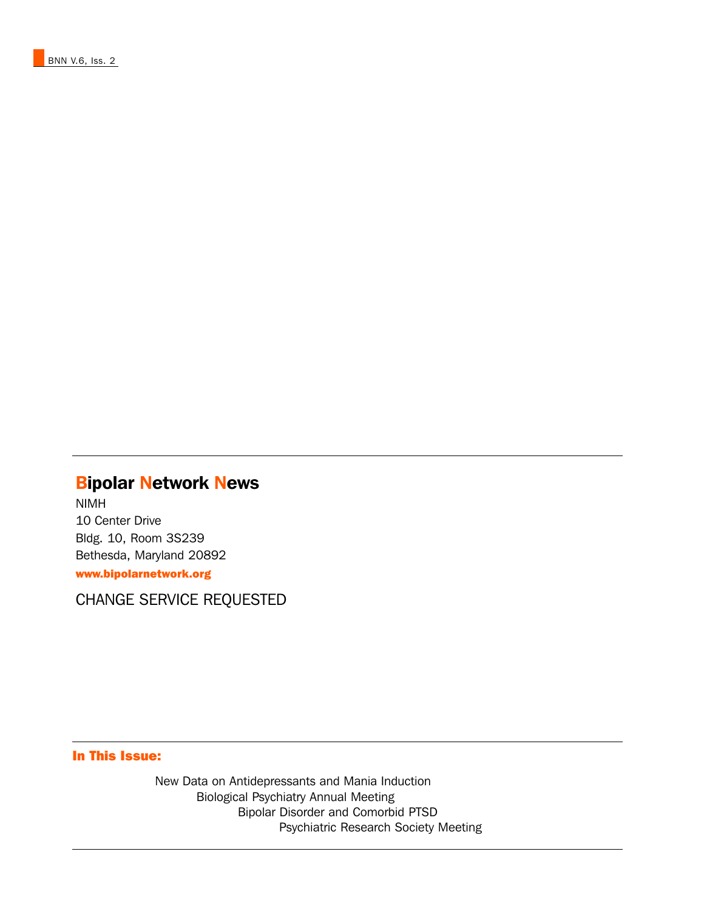**Bipolar Network News**

NIMH
10 Center Drive
Bldg. 10, Room 3S239
Bethesda, Maryland 20892

**www.bipolarnetwork.org**

CHANGE SERVICE REQUESTED

**In This Issue:**

New Data on Antidepressants and Mania Induction
Biological Psychiatry Annual Meeting
Bipolar Disorder and Comorbid PTSD
Psychiatric Research Society Meeting